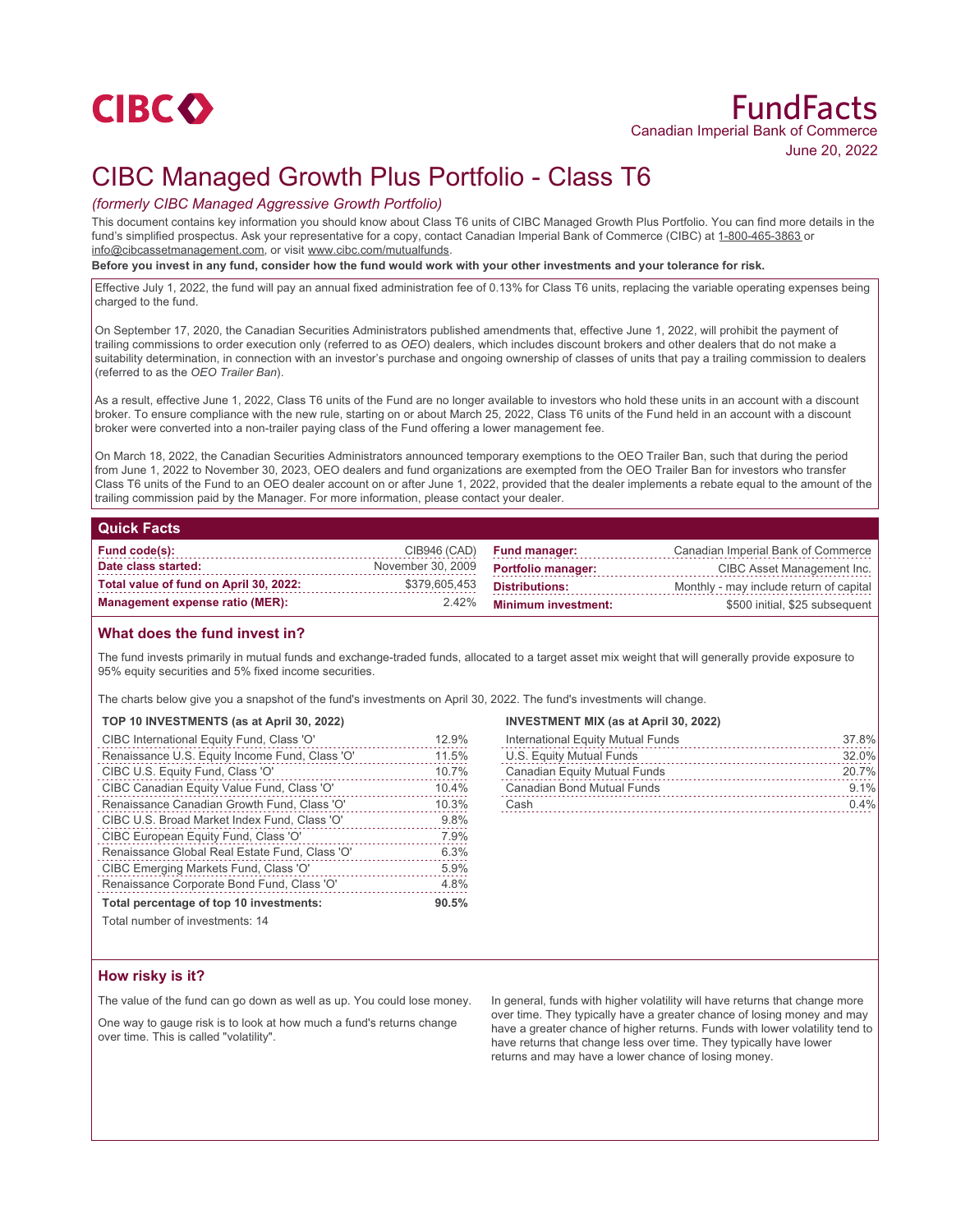CIBC

# FundFacts

Canadian Imperial Bank of Commerce

June 20, 2022

# CIBC Managed Growth Plus Portfolio - Class T6

*(formerly CIBC Managed Aggressive Growth Portfolio)*

This document contains key information you should know about Class T6 units of CIBC Managed Growth Plus Portfolio. You can find more details in the fund's simplified prospectus. Ask your representative for a copy, contact Canadian Imperial Bank of Commerce (CIBC) at 1-800-465-3863 or info@cibcassetmanagement.com, or visit www.cibc.com/mutualfunds.

**Before you invest in any fund, consider how the fund would work with your other investments and your tolerance for risk.**

Effective July 1, 2022, the fund will pay an annual fixed administration fee of 0.13% for Class T6 units, replacing the variable operating expenses being charged to the fund.

On September 17, 2020, the Canadian Securities Administrators published amendments that, effective June 1, 2022, will prohibit the payment of trailing commissions to order execution only (referred to as *OEO*) dealers, which includes discount brokers and other dealers that do not make a suitability determination, in connection with an investor's purchase and ongoing ownership of classes of units that pay a trailing commission to dealers (referred to as the *OEO Trailer Ban*).

As a result, effective June 1, 2022, Class T6 units of the Fund are no longer available to investors who hold these units in an account with a discount broker. To ensure compliance with the new rule, starting on or about March 25, 2022, Class T6 units of the Fund held in an account with a discount broker were converted into a non-trailer paying class of the Fund offering a lower management fee.

On March 18, 2022, the Canadian Securities Administrators announced temporary exemptions to the OEO Trailer Ban, such that during the period from June 1, 2022 to November 30, 2023, OEO dealers and fund organizations are exempted from the OEO Trailer Ban for investors who transfer Class T6 units of the Fund to an OEO dealer account on or after June 1, 2022, provided that the dealer implements a rebate equal to the amount of the trailing commission paid by the Manager. For more information, please contact your dealer.

## Quick Facts

| | |
|---|---|
| **Fund code(s):** | CIB946 (CAD) |
| **Date class started:** | November 30, 2009 |
| **Total value of fund on April 30, 2022:** | $379,605,453 |
| **Management expense ratio (MER):** | 2.42% |
| **Fund manager:** | Canadian Imperial Bank of Commerce |
| **Portfolio manager:** | CIBC Asset Management Inc. |
| **Distributions:** | Monthly - may include return of capital |
| **Minimum investment:** | $500 initial, $25 subsequent |

## What does the fund invest in?

The fund invests primarily in mutual funds and exchange-traded funds, allocated to a target asset mix weight that will generally provide exposure to 95% equity securities and 5% fixed income securities.

The charts below give you a snapshot of the fund's investments on April 30, 2022. The fund's investments will change.

**TOP 10 INVESTMENTS (as at April 30, 2022)**

| | |
|---|---|
| CIBC International Equity Fund, Class 'O' | 12.9% |
| Renaissance U.S. Equity Income Fund, Class 'O' | 11.5% |
| CIBC U.S. Equity Fund, Class 'O' | 10.7% |
| CIBC Canadian Equity Value Fund, Class 'O' | 10.4% |
| Renaissance Canadian Growth Fund, Class 'O' | 10.3% |
| CIBC U.S. Broad Market Index Fund, Class 'O' | 9.8% |
| CIBC European Equity Fund, Class 'O' | 7.9% |
| Renaissance Global Real Estate Fund, Class 'O' | 6.3% |
| CIBC Emerging Markets Fund, Class 'O' | 5.9% |
| Renaissance Corporate Bond Fund, Class 'O' | 4.8% |
| **Total percentage of top 10 investments:** | **90.5%** |

Total number of investments: 14

**INVESTMENT MIX (as at April 30, 2022)**

| | |
|---|---|
| International Equity Mutual Funds | 37.8% |
| U.S. Equity Mutual Funds | 32.0% |
| Canadian Equity Mutual Funds | 20.7% |
| Canadian Bond Mutual Funds | 9.1% |
| Cash | 0.4% |

## How risky is it?

The value of the fund can go down as well as up. You could lose money.

One way to gauge risk is to look at how much a fund's returns change over time. This is called "volatility".

In general, funds with higher volatility will have returns that change more over time. They typically have a greater chance of losing money and may have a greater chance of higher returns. Funds with lower volatility tend to have returns that change less over time. They typically have lower returns and may have a lower chance of losing money.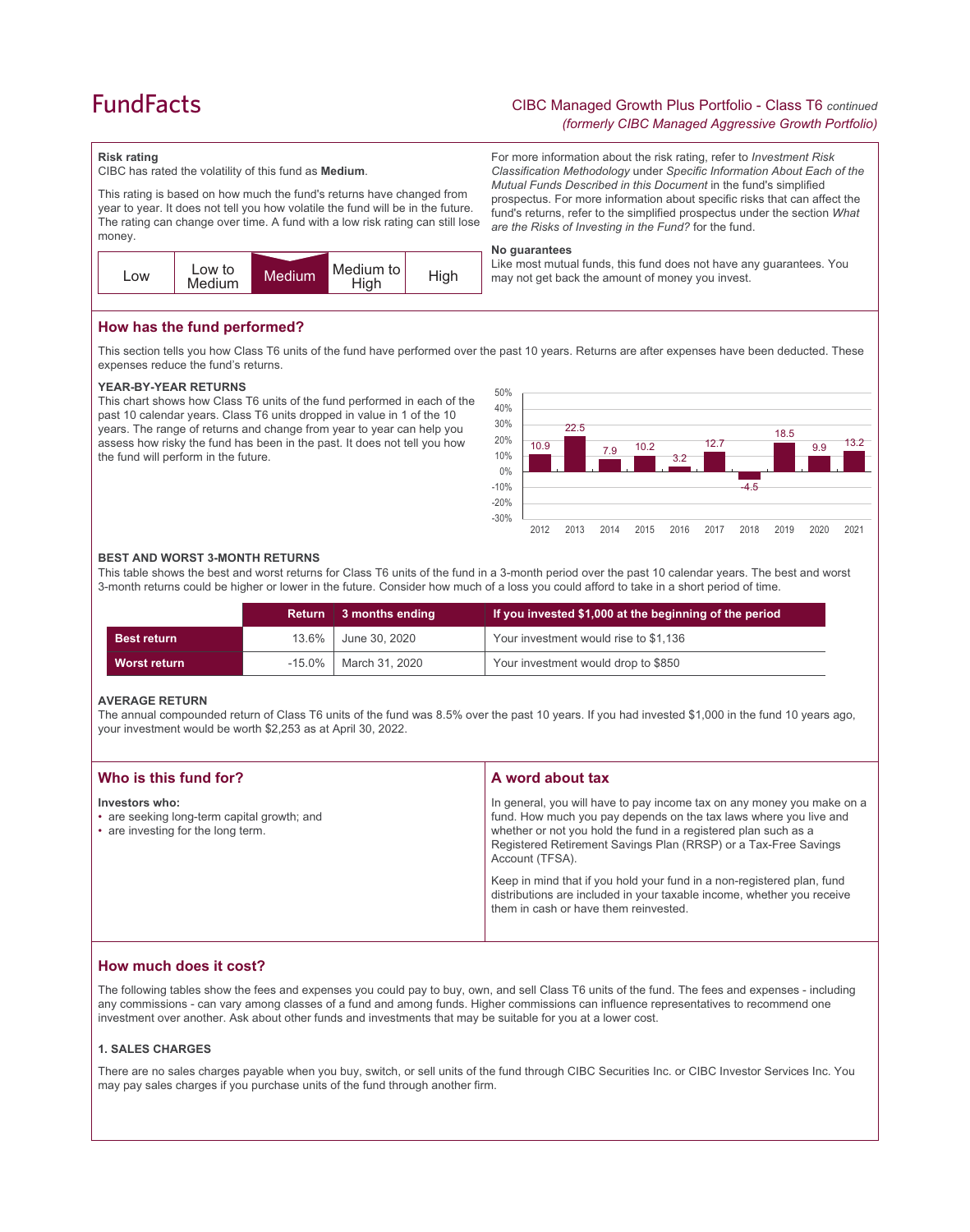# FundFacts

CIBC Managed Growth Plus Portfolio - Class T6 *continued*
*(formerly CIBC Managed Aggressive Growth Portfolio)*

**Risk rating**

CIBC has rated the volatility of this fund as **Medium**.

This rating is based on how much the fund's returns have changed from year to year. It does not tell you how volatile the fund will be in the future. The rating can change over time. A fund with a low risk rating can still lose money.

| Low | Low to Medium | **Medium** | Medium to High | High |
|---|---|---|---|---|

For more information about the risk rating, refer to *Investment Risk Classification Methodology* under *Specific Information About Each of the Mutual Funds Described in this Document* in the fund's simplified prospectus. For more information about specific risks that can affect the fund's returns, refer to the simplified prospectus under the section *What are the Risks of Investing in the Fund?* for the fund.

**No guarantees**

Like most mutual funds, this fund does not have any guarantees. You may not get back the amount of money you invest.

## How has the fund performed?

This section tells you how Class T6 units of the fund have performed over the past 10 years. Returns are after expenses have been deducted. These expenses reduce the fund's returns.

### YEAR-BY-YEAR RETURNS

This chart shows how Class T6 units of the fund performed in each of the past 10 calendar years. Class T6 units dropped in value in 1 of the 10 years. The range of returns and change from year to year can help you assess how risky the fund has been in the past. It does not tell you how the fund will perform in the future.

| Year | 2012 | 2013 | 2014 | 2015 | 2016 | 2017 | 2018 | 2019 | 2020 | 2021 |
|---|---|---|---|---|---|---|---|---|---|---|
| Return (%) | 10.9 | 22.5 | 7.9 | 10.2 | 3.2 | 12.7 | -4.5 | 18.5 | 9.9 | 13.2 |

### BEST AND WORST 3-MONTH RETURNS

This table shows the best and worst returns for Class T6 units of the fund in a 3-month period over the past 10 calendar years. The best and worst 3-month returns could be higher or lower in the future. Consider how much of a loss you could afford to take in a short period of time.

| | Return | 3 months ending | If you invested $1,000 at the beginning of the period |
|---|---|---|---|
| **Best return** | 13.6% | June 30, 2020 | Your investment would rise to $1,136 |
| **Worst return** | -15.0% | March 31, 2020 | Your investment would drop to $850 |

### AVERAGE RETURN

The annual compounded return of Class T6 units of the fund was 8.5% over the past 10 years. If you had invested $1,000 in the fund 10 years ago, your investment would be worth $2,253 as at April 30, 2022.

## Who is this fund for?

**Investors who:**

- are seeking long-term capital growth; and
- are investing for the long term.

## A word about tax

In general, you will have to pay income tax on any money you make on a fund. How much you pay depends on the tax laws where you live and whether or not you hold the fund in a registered plan such as a Registered Retirement Savings Plan (RRSP) or a Tax-Free Savings Account (TFSA).

Keep in mind that if you hold your fund in a non-registered plan, fund distributions are included in your taxable income, whether you receive them in cash or have them reinvested.

## How much does it cost?

The following tables show the fees and expenses you could pay to buy, own, and sell Class T6 units of the fund. The fees and expenses - including any commissions - can vary among classes of a fund and among funds. Higher commissions can influence representatives to recommend one investment over another. Ask about other funds and investments that may be suitable for you at a lower cost.

### 1. SALES CHARGES

There are no sales charges payable when you buy, switch, or sell units of the fund through CIBC Securities Inc. or CIBC Investor Services Inc. You may pay sales charges if you purchase units of the fund through another firm.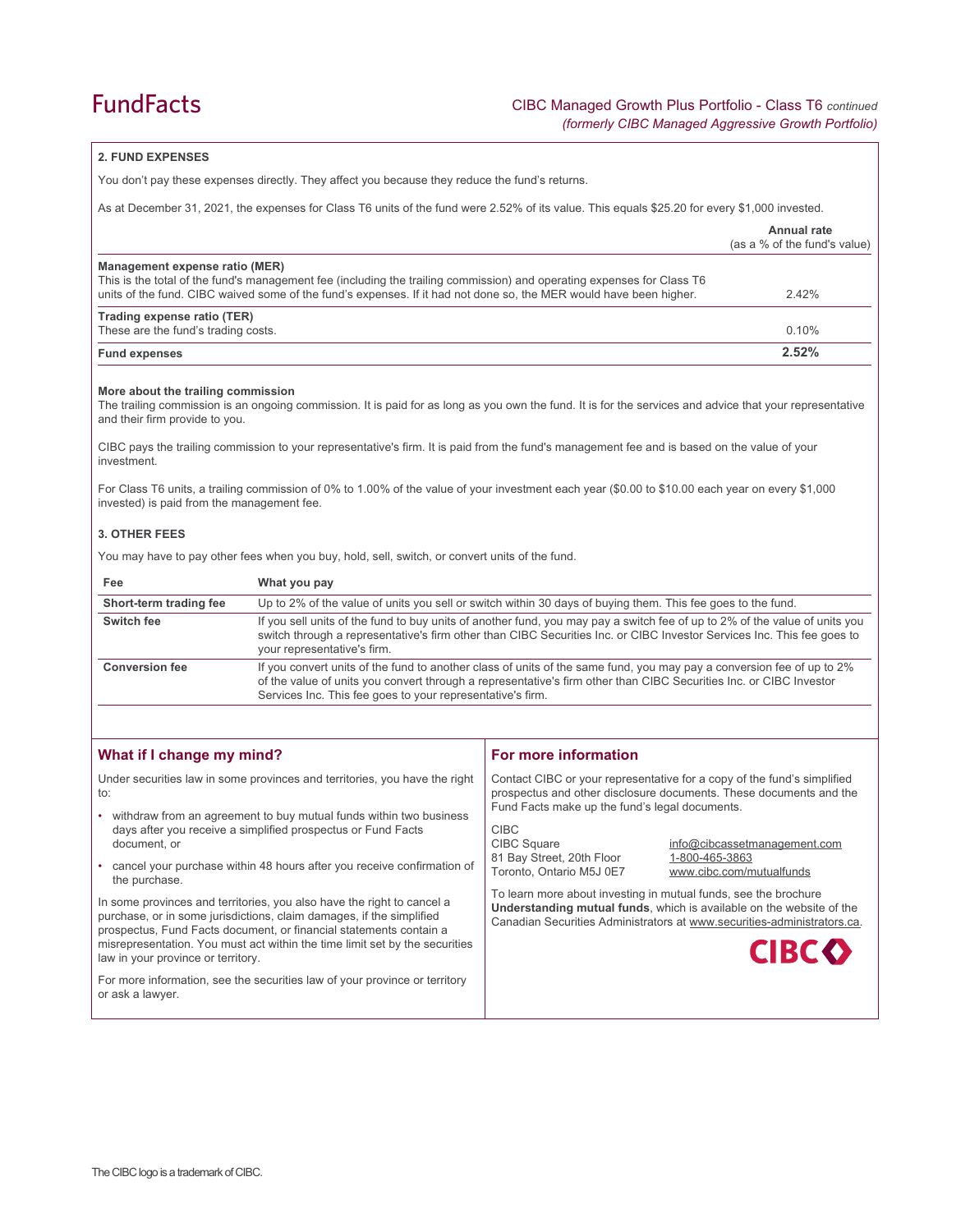## 2. FUND EXPENSES

You don't pay these expenses directly. They affect you because they reduce the fund's returns.

As at December 31, 2021, the expenses for Class T6 units of the fund were 2.52% of its value. This equals $25.20 for every $1,000 invested.

| | Annual rate (as a % of the fund's value) |
|---|---|
| **Management expense ratio (MER)** This is the total of the fund's management fee (including the trailing commission) and operating expenses for Class T6 units of the fund. CIBC waived some of the fund's expenses. If it had not done so, the MER would have been higher. | 2.42% |
| **Trading expense ratio (TER)** These are the fund's trading costs. | 0.10% |
| **Fund expenses** | **2.52%** |

**More about the trailing commission**
The trailing commission is an ongoing commission. It is paid for as long as you own the fund. It is for the services and advice that your representative and their firm provide to you.

CIBC pays the trailing commission to your representative's firm. It is paid from the fund's management fee and is based on the value of your investment.

For Class T6 units, a trailing commission of 0% to 1.00% of the value of your investment each year ($0.00 to $10.00 each year on every $1,000 invested) is paid from the management fee.

## 3. OTHER FEES

You may have to pay other fees when you buy, hold, sell, switch, or convert units of the fund.

| Fee | What you pay |
|---|---|
| **Short-term trading fee** | Up to 2% of the value of units you sell or switch within 30 days of buying them. This fee goes to the fund. |
| **Switch fee** | If you sell units of the fund to buy units of another fund, you may pay a switch fee of up to 2% of the value of units you switch through a representative's firm other than CIBC Securities Inc. or CIBC Investor Services Inc. This fee goes to your representative's firm. |
| **Conversion fee** | If you convert units of the fund to another class of units of the same fund, you may pay a conversion fee of up to 2% of the value of units you convert through a representative's firm other than CIBC Securities Inc. or CIBC Investor Services Inc. This fee goes to your representative's firm. |

## What if I change my mind?

Under securities law in some provinces and territories, you have the right to:

- withdraw from an agreement to buy mutual funds within two business days after you receive a simplified prospectus or Fund Facts document, or
- cancel your purchase within 48 hours after you receive confirmation of the purchase.

In some provinces and territories, you also have the right to cancel a purchase, or in some jurisdictions, claim damages, if the simplified prospectus, Fund Facts document, or financial statements contain a misrepresentation. You must act within the time limit set by the securities law in your province or territory.

For more information, see the securities law of your province or territory or ask a lawyer.

## For more information

Contact CIBC or your representative for a copy of the fund's simplified prospectus and other disclosure documents. These documents and the Fund Facts make up the fund's legal documents.

CIBC
CIBC Square
81 Bay Street, 20th Floor
Toronto, Ontario M5J 0E7

info@cibcassetmanagement.com
1-800-465-3863
www.cibc.com/mutualfunds

To learn more about investing in mutual funds, see the brochure **Understanding mutual funds**, which is available on the website of the Canadian Securities Administrators at www.securities-administrators.ca.

The CIBC logo is a trademark of CIBC.